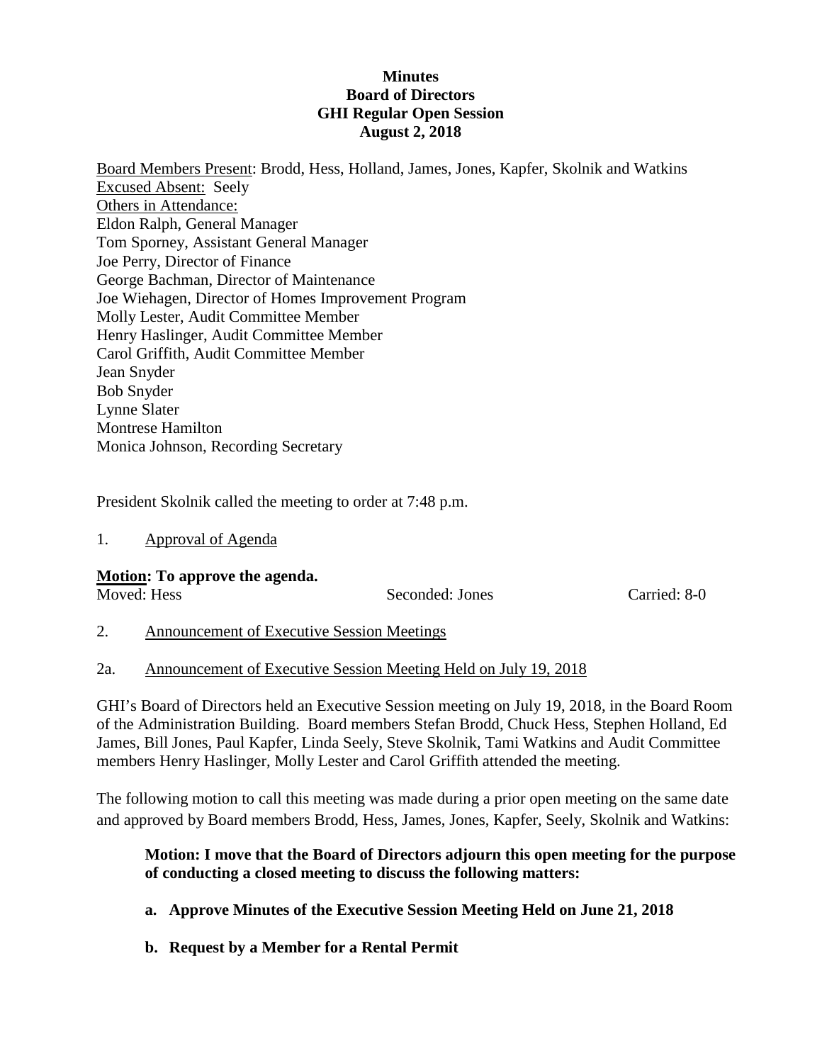**Minutes**
**Board of Directors**
**GHI Regular Open Session**
**August 2, 2018**

Board Members Present: Brodd, Hess, Holland, James, Jones, Kapfer, Skolnik and Watkins
Excused Absent: Seely
Others in Attendance:
Eldon Ralph, General Manager
Tom Sporney, Assistant General Manager
Joe Perry, Director of Finance
George Bachman, Director of Maintenance
Joe Wiehagen, Director of Homes Improvement Program
Molly Lester, Audit Committee Member
Henry Haslinger, Audit Committee Member
Carol Griffith, Audit Committee Member
Jean Snyder
Bob Snyder
Lynne Slater
Montrese Hamilton
Monica Johnson, Recording Secretary

President Skolnik called the meeting to order at 7:48 p.m.

1. Approval of Agenda

**Motion: To approve the agenda.**
Moved: Hess Seconded: Jones Carried: 8-0

2. Announcement of Executive Session Meetings

2a. Announcement of Executive Session Meeting Held on July 19, 2018

GHI's Board of Directors held an Executive Session meeting on July 19, 2018, in the Board Room of the Administration Building. Board members Stefan Brodd, Chuck Hess, Stephen Holland, Ed James, Bill Jones, Paul Kapfer, Linda Seely, Steve Skolnik, Tami Watkins and Audit Committee members Henry Haslinger, Molly Lester and Carol Griffith attended the meeting.

The following motion to call this meeting was made during a prior open meeting on the same date and approved by Board members Brodd, Hess, James, Jones, Kapfer, Seely, Skolnik and Watkins:

**Motion: I move that the Board of Directors adjourn this open meeting for the purpose of conducting a closed meeting to discuss the following matters:**

**a. Approve Minutes of the Executive Session Meeting Held on June 21, 2018**

**b. Request by a Member for a Rental Permit**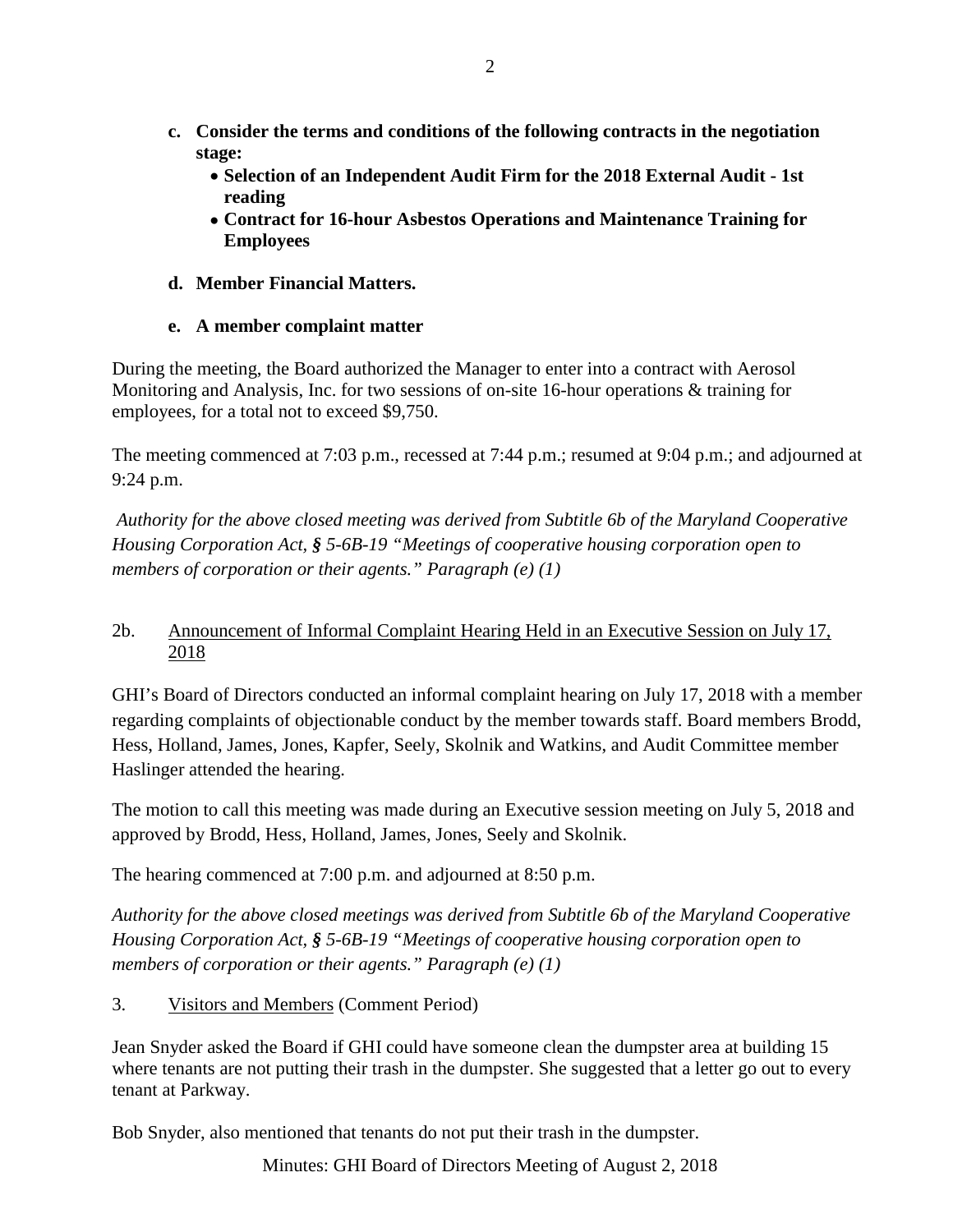**c. Consider the terms and conditions of the following contracts in the negotiation stage:**

- **Selection of an Independent Audit Firm for the 2018 External Audit - 1st reading**
- **Contract for 16-hour Asbestos Operations and Maintenance Training for Employees**

**d. Member Financial Matters.**

**e. A member complaint matter**

During the meeting, the Board authorized the Manager to enter into a contract with Aerosol Monitoring and Analysis, Inc. for two sessions of on-site 16-hour operations & training for employees, for a total not to exceed $9,750.

The meeting commenced at 7:03 p.m., recessed at 7:44 p.m.; resumed at 9:04 p.m.; and adjourned at 9:24 p.m.

*Authority for the above closed meeting was derived from Subtitle 6b of the Maryland Cooperative Housing Corporation Act, § 5-6B-19 "Meetings of cooperative housing corporation open to members of corporation or their agents." Paragraph (e) (1)*

2b. Announcement of Informal Complaint Hearing Held in an Executive Session on July 17, 2018

GHI's Board of Directors conducted an informal complaint hearing on July 17, 2018 with a member regarding complaints of objectionable conduct by the member towards staff. Board members Brodd, Hess, Holland, James, Jones, Kapfer, Seely, Skolnik and Watkins, and Audit Committee member Haslinger attended the hearing.

The motion to call this meeting was made during an Executive session meeting on July 5, 2018 and approved by Brodd, Hess, Holland, James, Jones, Seely and Skolnik.

The hearing commenced at 7:00 p.m. and adjourned at 8:50 p.m.

*Authority for the above closed meetings was derived from Subtitle 6b of the Maryland Cooperative Housing Corporation Act, § 5-6B-19 "Meetings of cooperative housing corporation open to members of corporation or their agents." Paragraph (e) (1)*

3. Visitors and Members (Comment Period)

Jean Snyder asked the Board if GHI could have someone clean the dumpster area at building 15 where tenants are not putting their trash in the dumpster. She suggested that a letter go out to every tenant at Parkway.

Bob Snyder, also mentioned that tenants do not put their trash in the dumpster.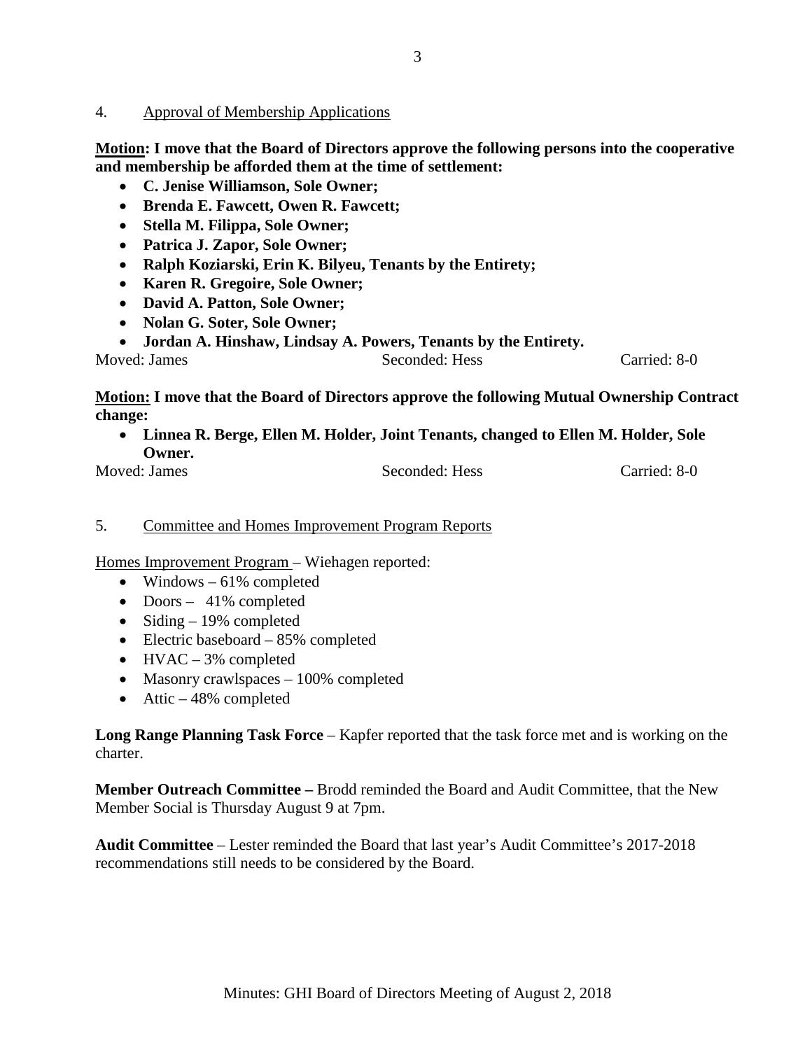4. Approval of Membership Applications

**Motion: I move that the Board of Directors approve the following persons into the cooperative and membership be afforded them at the time of settlement:**

- **C. Jenise Williamson, Sole Owner;**
- **Brenda E. Fawcett, Owen R. Fawcett;**
- **Stella M. Filippa, Sole Owner;**
- **Patrica J. Zapor, Sole Owner;**
- **Ralph Koziarski, Erin K. Bilyeu, Tenants by the Entirety;**
- **Karen R. Gregoire, Sole Owner;**
- **David A. Patton, Sole Owner;**
- **Nolan G. Soter, Sole Owner;**
- **Jordan A. Hinshaw, Lindsay A. Powers, Tenants by the Entirety.**

Moved: James Seconded: Hess Carried: 8-0

**Motion: I move that the Board of Directors approve the following Mutual Ownership Contract change:**

- **Linnea R. Berge, Ellen M. Holder, Joint Tenants, changed to Ellen M. Holder, Sole Owner.**

Moved: James Seconded: Hess Carried: 8-0

5. Committee and Homes Improvement Program Reports

Homes Improvement Program – Wiehagen reported:

- Windows – 61% completed
- Doors – 41% completed
- Siding – 19% completed
- Electric baseboard – 85% completed
- HVAC – 3% completed
- Masonry crawlspaces – 100% completed
- Attic – 48% completed

**Long Range Planning Task Force** – Kapfer reported that the task force met and is working on the charter.

**Member Outreach Committee –** Brodd reminded the Board and Audit Committee, that the New Member Social is Thursday August 9 at 7pm.

**Audit Committee** – Lester reminded the Board that last year's Audit Committee's 2017-2018 recommendations still needs to be considered by the Board.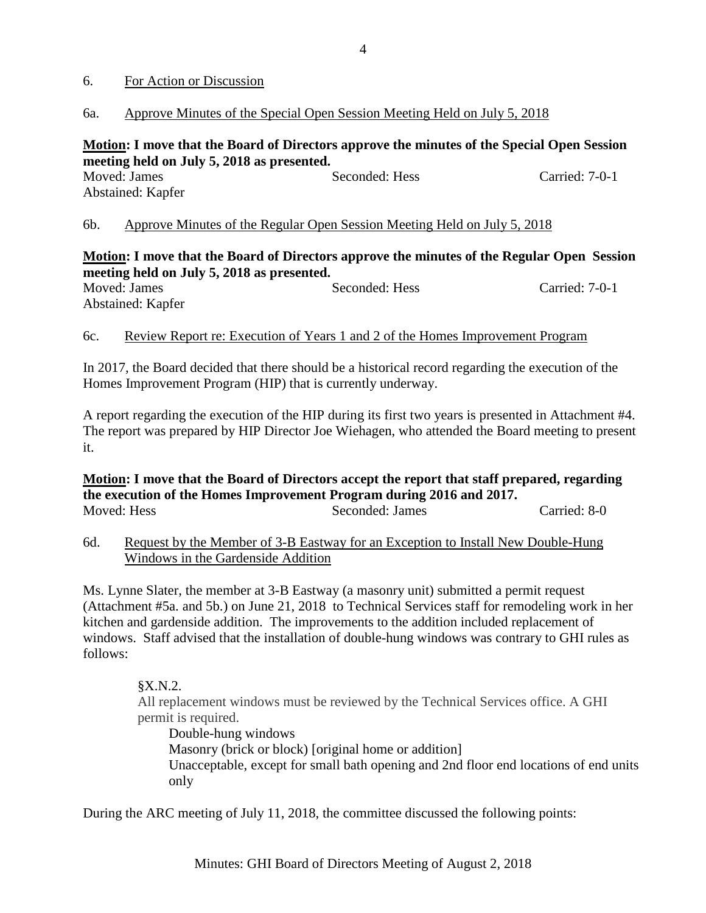## 6. For Action or Discussion

### 6a. Approve Minutes of the Special Open Session Meeting Held on July 5, 2018

**Motion: I move that the Board of Directors approve the minutes of the Special Open Session meeting held on July 5, 2018 as presented.**

Moved: James Seconded: Hess Carried: 7-0-1
Abstained: Kapfer

### 6b. Approve Minutes of the Regular Open Session Meeting Held on July 5, 2018

**Motion: I move that the Board of Directors approve the minutes of the Regular Open Session meeting held on July 5, 2018 as presented.**

Moved: James Seconded: Hess Carried: 7-0-1
Abstained: Kapfer

### 6c. Review Report re: Execution of Years 1 and 2 of the Homes Improvement Program

In 2017, the Board decided that there should be a historical record regarding the execution of the Homes Improvement Program (HIP) that is currently underway.

A report regarding the execution of the HIP during its first two years is presented in Attachment #4. The report was prepared by HIP Director Joe Wiehagen, who attended the Board meeting to present it.

**Motion: I move that the Board of Directors accept the report that staff prepared, regarding the execution of the Homes Improvement Program during 2016 and 2017.**

Moved: Hess Seconded: James Carried: 8-0

### 6d. Request by the Member of 3-B Eastway for an Exception to Install New Double-Hung Windows in the Gardenside Addition

Ms. Lynne Slater, the member at 3-B Eastway (a masonry unit) submitted a permit request (Attachment #5a. and 5b.) on June 21, 2018 to Technical Services staff for remodeling work in her kitchen and gardenside addition. The improvements to the addition included replacement of windows. Staff advised that the installation of double-hung windows was contrary to GHI rules as follows:

> §X.N.2.
> All replacement windows must be reviewed by the Technical Services office. A GHI permit is required.
>
> Double-hung windows
> Masonry (brick or block) [original home or addition]
> Unacceptable, except for small bath opening and 2nd floor end locations of end units only

During the ARC meeting of July 11, 2018, the committee discussed the following points: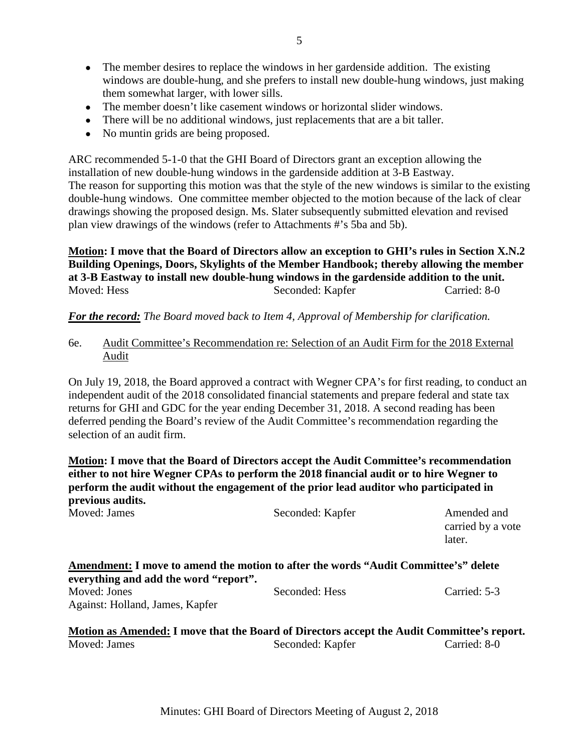- The member desires to replace the windows in her gardenside addition. The existing windows are double-hung, and she prefers to install new double-hung windows, just making them somewhat larger, with lower sills.
- The member doesn't like casement windows or horizontal slider windows.
- There will be no additional windows, just replacements that are a bit taller.
- No muntin grids are being proposed.

ARC recommended 5-1-0 that the GHI Board of Directors grant an exception allowing the installation of new double-hung windows in the gardenside addition at 3-B Eastway. The reason for supporting this motion was that the style of the new windows is similar to the existing double-hung windows. One committee member objected to the motion because of the lack of clear drawings showing the proposed design. Ms. Slater subsequently submitted elevation and revised plan view drawings of the windows (refer to Attachments #'s 5ba and 5b).

**<u>Motion</u>: I move that the Board of Directors allow an exception to GHI's rules in Section X.N.2 Building Openings, Doors, Skylights of the Member Handbook; thereby allowing the member at 3-B Eastway to install new double-hung windows in the gardenside addition to the unit.**

Moved: Hess | Seconded: Kapfer | Carried: 8-0

***<u>For the record:</u>*** *The Board moved back to Item 4, Approval of Membership for clarification.*

6e. <u>Audit Committee's Recommendation re: Selection of an Audit Firm for the 2018 External Audit</u>

On July 19, 2018, the Board approved a contract with Wegner CPA's for first reading, to conduct an independent audit of the 2018 consolidated financial statements and prepare federal and state tax returns for GHI and GDC for the year ending December 31, 2018. A second reading has been deferred pending the Board's review of the Audit Committee's recommendation regarding the selection of an audit firm.

**<u>Motion</u>: I move that the Board of Directors accept the Audit Committee's recommendation either to not hire Wegner CPAs to perform the 2018 financial audit or to hire Wegner to perform the audit without the engagement of the prior lead auditor who participated in previous audits.**

Moved: James | Seconded: Kapfer | Amended and carried by a vote later.

**<u>Amendment:</u> I move to amend the motion to after the words "Audit Committee's" delete everything and add the word "report".**

Moved: Jones | Seconded: Hess | Carried: 5-3

Against: Holland, James, Kapfer

**<u>Motion as Amended:</u> I move that the Board of Directors accept the Audit Committee's report.**

Moved: James | Seconded: Kapfer | Carried: 8-0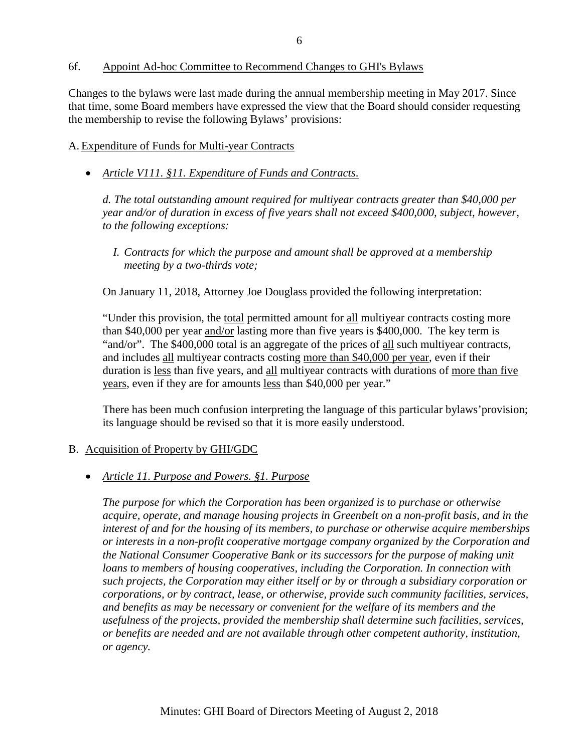6f. Appoint Ad-hoc Committee to Recommend Changes to GHI's Bylaws

Changes to the bylaws were last made during the annual membership meeting in May 2017. Since that time, some Board members have expressed the view that the Board should consider requesting the membership to revise the following Bylaws' provisions:

A. Expenditure of Funds for Multi-year Contracts

- *Article V111. §11. Expenditure of Funds and Contracts.*

  *d. The total outstanding amount required for multiyear contracts greater than $40,000 per year and/or of duration in excess of five years shall not exceed $400,000, subject, however, to the following exceptions:*

  *I. Contracts for which the purpose and amount shall be approved at a membership meeting by a two-thirds vote;*

  On January 11, 2018, Attorney Joe Douglass provided the following interpretation:

  "Under this provision, the total permitted amount for all multiyear contracts costing more than $40,000 per year and/or lasting more than five years is $400,000. The key term is "and/or". The $400,000 total is an aggregate of the prices of all such multiyear contracts, and includes all multiyear contracts costing more than $40,000 per year, even if their duration is less than five years, and all multiyear contracts with durations of more than five years, even if they are for amounts less than $40,000 per year."

  There has been much confusion interpreting the language of this particular bylaws'provision; its language should be revised so that it is more easily understood.

B. Acquisition of Property by GHI/GDC

- *Article 11. Purpose and Powers. §1. Purpose*

  *The purpose for which the Corporation has been organized is to purchase or otherwise acquire, operate, and manage housing projects in Greenbelt on a non-profit basis, and in the interest of and for the housing of its members, to purchase or otherwise acquire memberships or interests in a non-profit cooperative mortgage company organized by the Corporation and the National Consumer Cooperative Bank or its successors for the purpose of making unit loans to members of housing cooperatives, including the Corporation. In connection with such projects, the Corporation may either itself or by or through a subsidiary corporation or corporations, or by contract, lease, or otherwise, provide such community facilities, services, and benefits as may be necessary or convenient for the welfare of its members and the usefulness of the projects, provided the membership shall determine such facilities, services, or benefits are needed and are not available through other competent authority, institution, or agency.*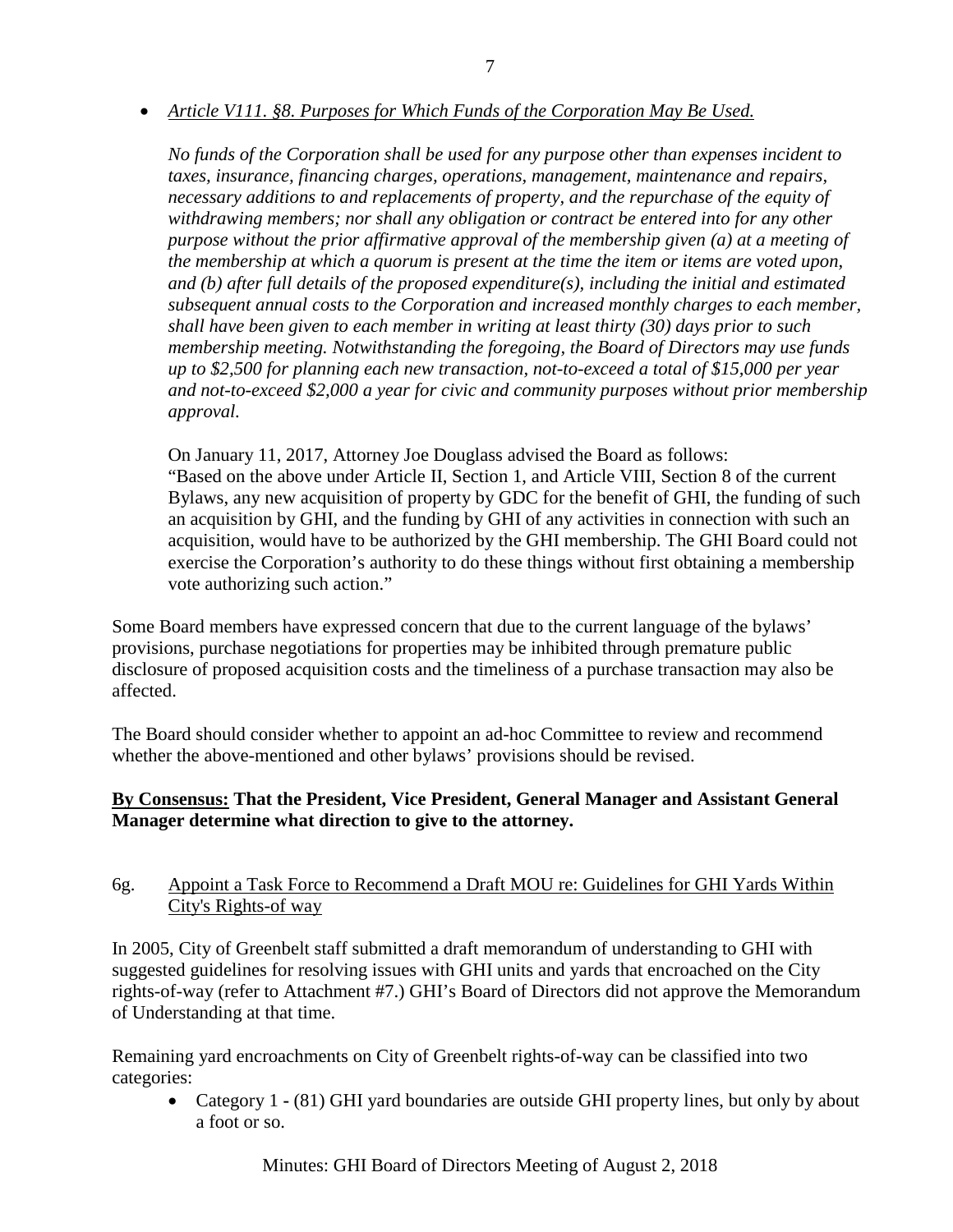- *Article V111. §8. Purposes for Which Funds of the Corporation May Be Used.*

  *No funds of the Corporation shall be used for any purpose other than expenses incident to taxes, insurance, financing charges, operations, management, maintenance and repairs, necessary additions to and replacements of property, and the repurchase of the equity of withdrawing members; nor shall any obligation or contract be entered into for any other purpose without the prior affirmative approval of the membership given (a) at a meeting of the membership at which a quorum is present at the time the item or items are voted upon, and (b) after full details of the proposed expenditure(s), including the initial and estimated subsequent annual costs to the Corporation and increased monthly charges to each member, shall have been given to each member in writing at least thirty (30) days prior to such membership meeting. Notwithstanding the foregoing, the Board of Directors may use funds up to $2,500 for planning each new transaction, not-to-exceed a total of $15,000 per year and not-to-exceed $2,000 a year for civic and community purposes without prior membership approval.*

  On January 11, 2017, Attorney Joe Douglass advised the Board as follows:
  "Based on the above under Article II, Section 1, and Article VIII, Section 8 of the current Bylaws, any new acquisition of property by GDC for the benefit of GHI, the funding of such an acquisition by GHI, and the funding by GHI of any activities in connection with such an acquisition, would have to be authorized by the GHI membership. The GHI Board could not exercise the Corporation's authority to do these things without first obtaining a membership vote authorizing such action."

Some Board members have expressed concern that due to the current language of the bylaws' provisions, purchase negotiations for properties may be inhibited through premature public disclosure of proposed acquisition costs and the timeliness of a purchase transaction may also be affected.

The Board should consider whether to appoint an ad-hoc Committee to review and recommend whether the above-mentioned and other bylaws' provisions should be revised.

**By Consensus: That the President, Vice President, General Manager and Assistant General Manager determine what direction to give to the attorney.**

6g. Appoint a Task Force to Recommend a Draft MOU re: Guidelines for GHI Yards Within City's Rights-of way

In 2005, City of Greenbelt staff submitted a draft memorandum of understanding to GHI with suggested guidelines for resolving issues with GHI units and yards that encroached on the City rights-of-way (refer to Attachment #7.) GHI's Board of Directors did not approve the Memorandum of Understanding at that time.

Remaining yard encroachments on City of Greenbelt rights-of-way can be classified into two categories:

- Category 1 - (81) GHI yard boundaries are outside GHI property lines, but only by about a foot or so.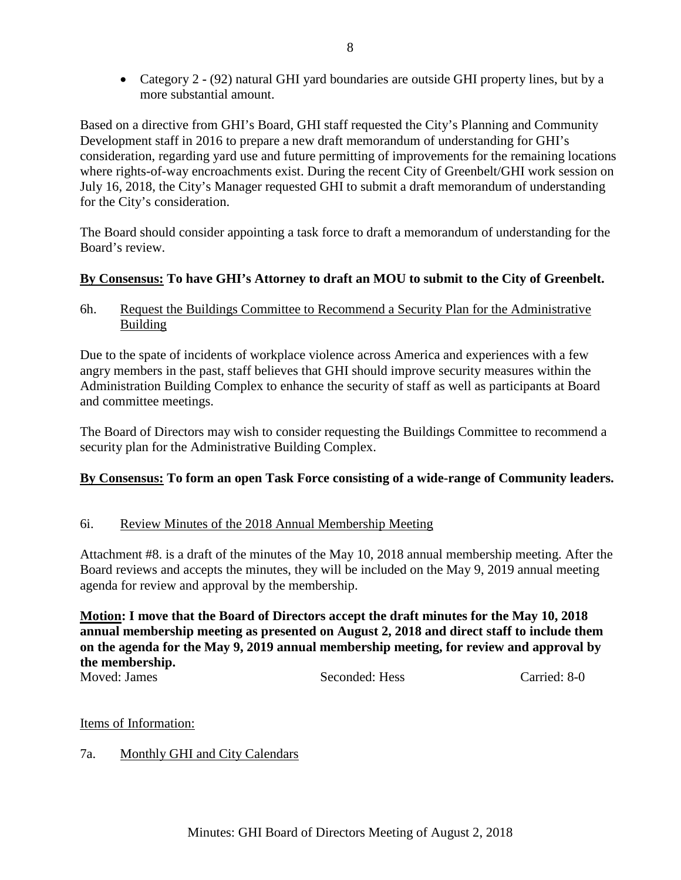- Category 2 - (92) natural GHI yard boundaries are outside GHI property lines, but by a more substantial amount.

Based on a directive from GHI's Board, GHI staff requested the City's Planning and Community Development staff in 2016 to prepare a new draft memorandum of understanding for GHI's consideration, regarding yard use and future permitting of improvements for the remaining locations where rights-of-way encroachments exist. During the recent City of Greenbelt/GHI work session on July 16, 2018, the City's Manager requested GHI to submit a draft memorandum of understanding for the City's consideration.

The Board should consider appointing a task force to draft a memorandum of understanding for the Board's review.

**By Consensus: To have GHI's Attorney to draft an MOU to submit to the City of Greenbelt.**

6h. Request the Buildings Committee to Recommend a Security Plan for the Administrative Building

Due to the spate of incidents of workplace violence across America and experiences with a few angry members in the past, staff believes that GHI should improve security measures within the Administration Building Complex to enhance the security of staff as well as participants at Board and committee meetings.

The Board of Directors may wish to consider requesting the Buildings Committee to recommend a security plan for the Administrative Building Complex.

**By Consensus: To form an open Task Force consisting of a wide-range of Community leaders.**

6i. Review Minutes of the 2018 Annual Membership Meeting

Attachment #8. is a draft of the minutes of the May 10, 2018 annual membership meeting. After the Board reviews and accepts the minutes, they will be included on the May 9, 2019 annual meeting agenda for review and approval by the membership.

**Motion: I move that the Board of Directors accept the draft minutes for the May 10, 2018 annual membership meeting as presented on August 2, 2018 and direct staff to include them on the agenda for the May 9, 2019 annual membership meeting, for review and approval by the membership.**

Moved: James    Seconded: Hess    Carried: 8-0

Items of Information:

7a. Monthly GHI and City Calendars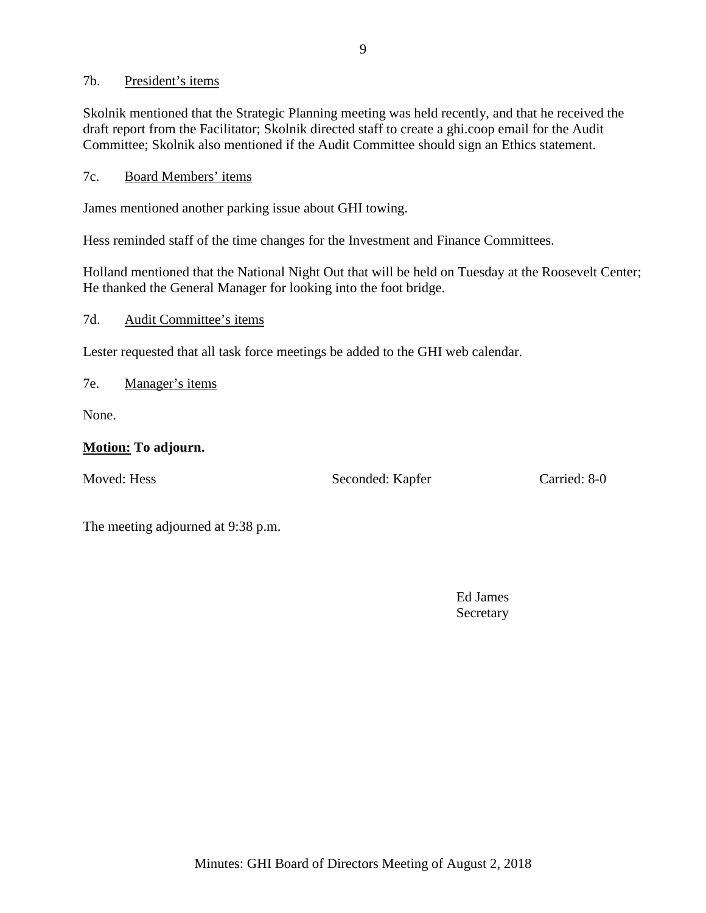7b. <u>President's items</u>

Skolnik mentioned that the Strategic Planning meeting was held recently, and that he received the draft report from the Facilitator; Skolnik directed staff to create a ghi.coop email for the Audit Committee; Skolnik also mentioned if the Audit Committee should sign an Ethics statement.

7c. <u>Board Members' items</u>

James mentioned another parking issue about GHI towing.

Hess reminded staff of the time changes for the Investment and Finance Committees.

Holland mentioned that the National Night Out that will be held on Tuesday at the Roosevelt Center; He thanked the General Manager for looking into the foot bridge.

7d. <u>Audit Committee's items</u>

Lester requested that all task force meetings be added to the GHI web calendar.

7e. <u>Manager's items</u>

None.

**<u>Motion:</u> To adjourn.**

Moved: Hess    Seconded: Kapfer    Carried: 8-0

The meeting adjourned at 9:38 p.m.

Ed James
Secretary

Minutes: GHI Board of Directors Meeting of August 2, 2018